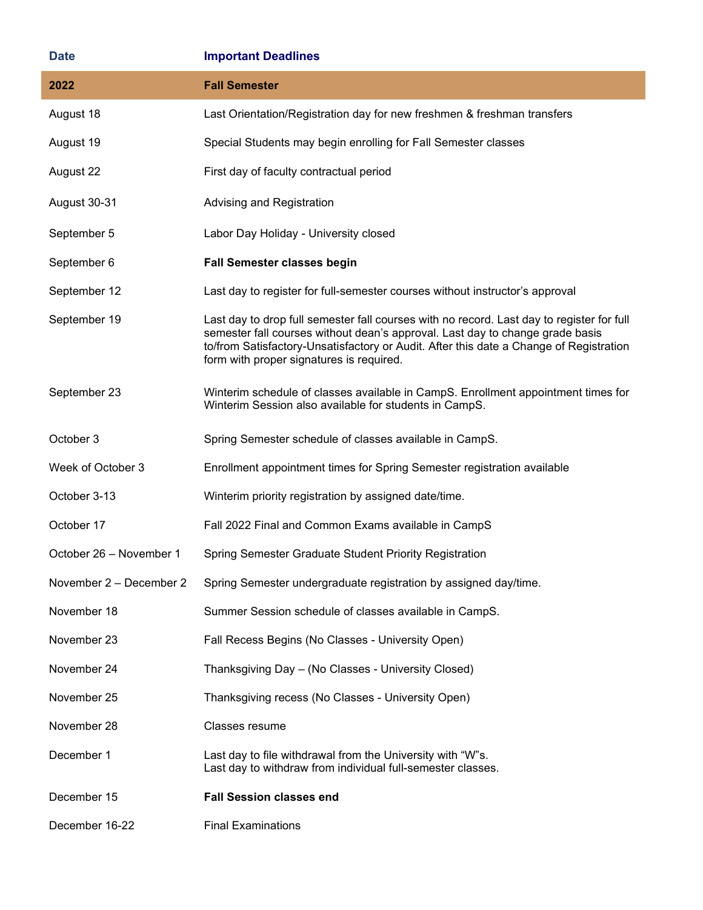| Date | Important Deadlines |
| --- | --- |
| **2022** | **Fall Semester** |
| August 18 | Last Orientation/Registration day for new freshmen & freshman transfers |
| August 19 | Special Students may begin enrolling for Fall Semester classes |
| August 22 | First day of faculty contractual period |
| August 30-31 | Advising and Registration |
| September 5 | Labor Day Holiday - University closed |
| September 6 | **Fall Semester classes begin** |
| September 12 | Last day to register for full-semester courses without instructor's approval |
| September 19 | Last day to drop full semester fall courses with no record. Last day to register for full semester fall courses without dean's approval. Last day to change grade basis to/from Satisfactory-Unsatisfactory or Audit. After this date a Change of Registration form with proper signatures is required. |
| September 23 | Winterim schedule of classes available in CampS. Enrollment appointment times for Winterim Session also available for students in CampS. |
| October 3 | Spring Semester schedule of classes available in CampS. |
| Week of October 3 | Enrollment appointment times for Spring Semester registration available |
| October 3-13 | Winterim priority registration by assigned date/time. |
| October 17 | Fall 2022 Final and Common Exams available in CampS |
| October 26 – November 1 | Spring Semester Graduate Student Priority Registration |
| November 2 – December 2 | Spring Semester undergraduate registration by assigned day/time. |
| November 18 | Summer Session schedule of classes available in CampS. |
| November 23 | Fall Recess Begins (No Classes - University Open) |
| November 24 | Thanksgiving Day – (No Classes - University Closed) |
| November 25 | Thanksgiving recess (No Classes - University Open) |
| November 28 | Classes resume |
| December 1 | Last day to file withdrawal from the University with "W"s. Last day to withdraw from individual full-semester classes. |
| December 15 | **Fall Session classes end** |
| December 16-22 | Final Examinations |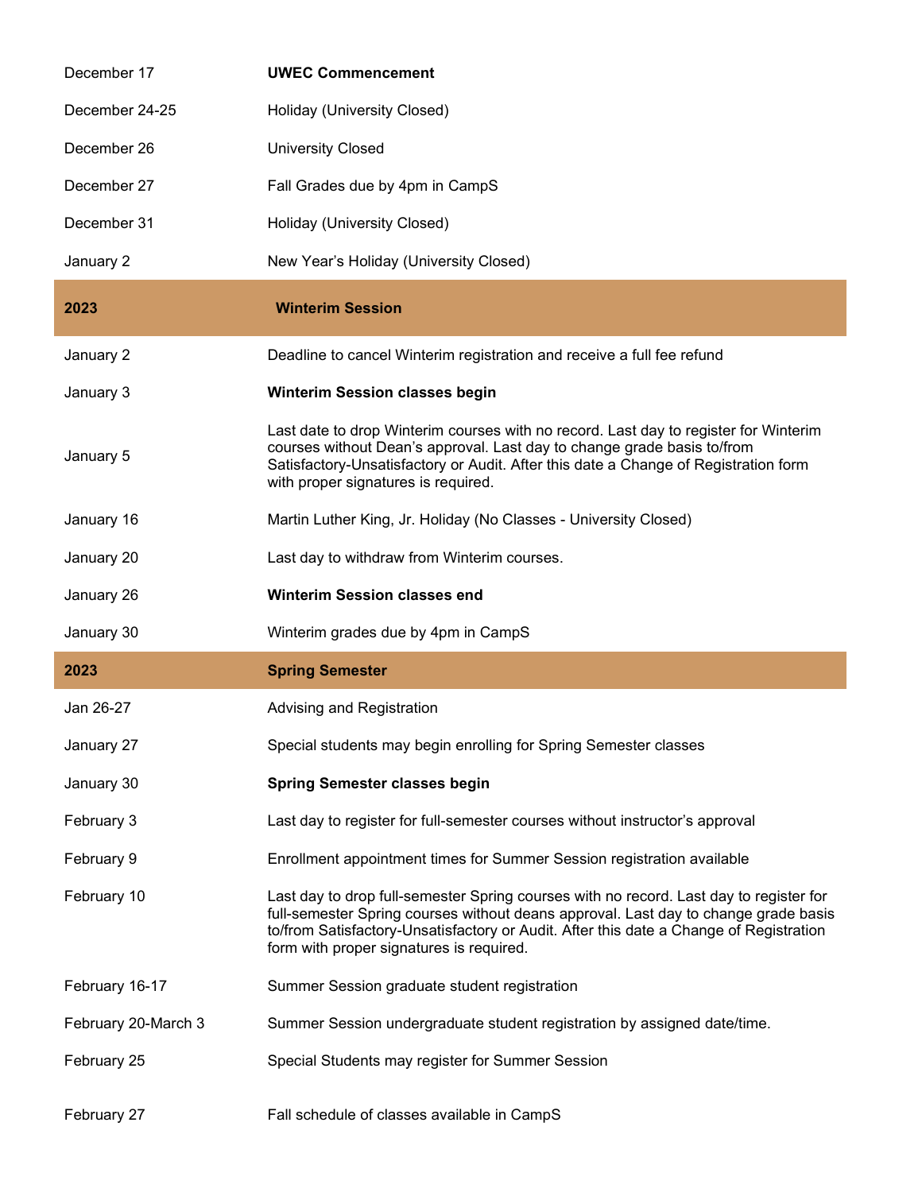| | |
|---|---|
| December 17 | **UWEC Commencement** |
| December 24-25 | Holiday (University Closed) |
| December 26 | University Closed |
| December 27 | Fall Grades due by 4pm in CampS |
| December 31 | Holiday (University Closed) |
| January 2 | New Year's Holiday (University Closed) |

| **2023** | **Winterim Session** |
|---|---|
| January 2 | Deadline to cancel Winterim registration and receive a full fee refund |
| January 3 | **Winterim Session classes begin** |
| January 5 | Last date to drop Winterim courses with no record. Last day to register for Winterim courses without Dean's approval. Last day to change grade basis to/from Satisfactory-Unsatisfactory or Audit. After this date a Change of Registration form with proper signatures is required. |
| January 16 | Martin Luther King, Jr. Holiday (No Classes - University Closed) |
| January 20 | Last day to withdraw from Winterim courses. |
| January 26 | **Winterim Session classes end** |
| January 30 | Winterim grades due by 4pm in CampS |

| **2023** | **Spring Semester** |
|---|---|
| Jan 26-27 | Advising and Registration |
| January 27 | Special students may begin enrolling for Spring Semester classes |
| January 30 | **Spring Semester classes begin** |
| February 3 | Last day to register for full-semester courses without instructor's approval |
| February 9 | Enrollment appointment times for Summer Session registration available |
| February 10 | Last day to drop full-semester Spring courses with no record. Last day to register for full-semester Spring courses without deans approval. Last day to change grade basis to/from Satisfactory-Unsatisfactory or Audit. After this date a Change of Registration form with proper signatures is required. |
| February 16-17 | Summer Session graduate student registration |
| February 20-March 3 | Summer Session undergraduate student registration by assigned date/time. |
| February 25 | Special Students may register for Summer Session |
| February 27 | Fall schedule of classes available in CampS |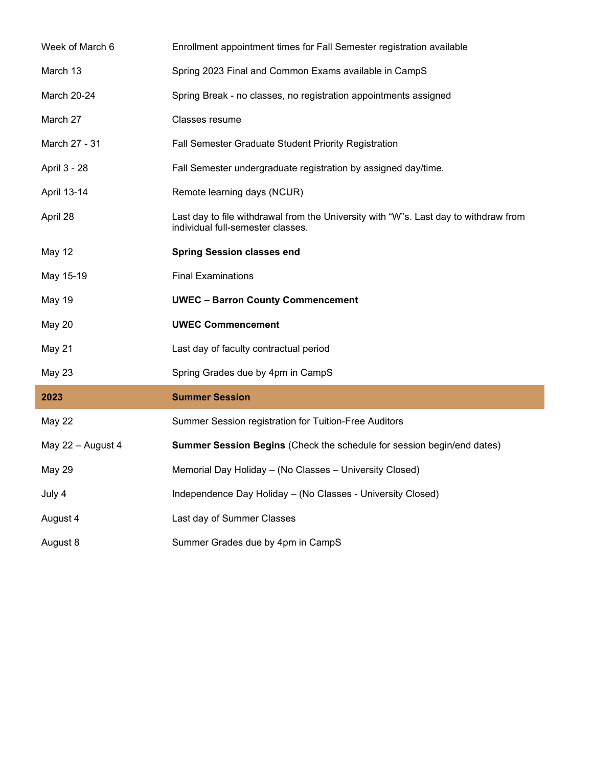| | |
|---|---|
| Week of March 6 | Enrollment appointment times for Fall Semester registration available |
| March 13 | Spring 2023 Final and Common Exams available in CampS |
| March 20-24 | Spring Break - no classes, no registration appointments assigned |
| March 27 | Classes resume |
| March 27 - 31 | Fall Semester Graduate Student Priority Registration |
| April 3 - 28 | Fall Semester undergraduate registration by assigned day/time. |
| April 13-14 | Remote learning days (NCUR) |
| April 28 | Last day to file withdrawal from the University with "W"s. Last day to withdraw from individual full-semester classes. |
| May 12 | **Spring Session classes end** |
| May 15-19 | Final Examinations |
| May 19 | **UWEC – Barron County Commencement** |
| May 20 | **UWEC Commencement** |
| May 21 | Last day of faculty contractual period |
| May 23 | Spring Grades due by 4pm in CampS |
| **2023** | **Summer Session** |
| May 22 | Summer Session registration for Tuition-Free Auditors |
| May 22 – August 4 | **Summer Session Begins** (Check the schedule for session begin/end dates) |
| May 29 | Memorial Day Holiday – (No Classes – University Closed) |
| July 4 | Independence Day Holiday – (No Classes - University Closed) |
| August 4 | Last day of Summer Classes |
| August 8 | Summer Grades due by 4pm in CampS |